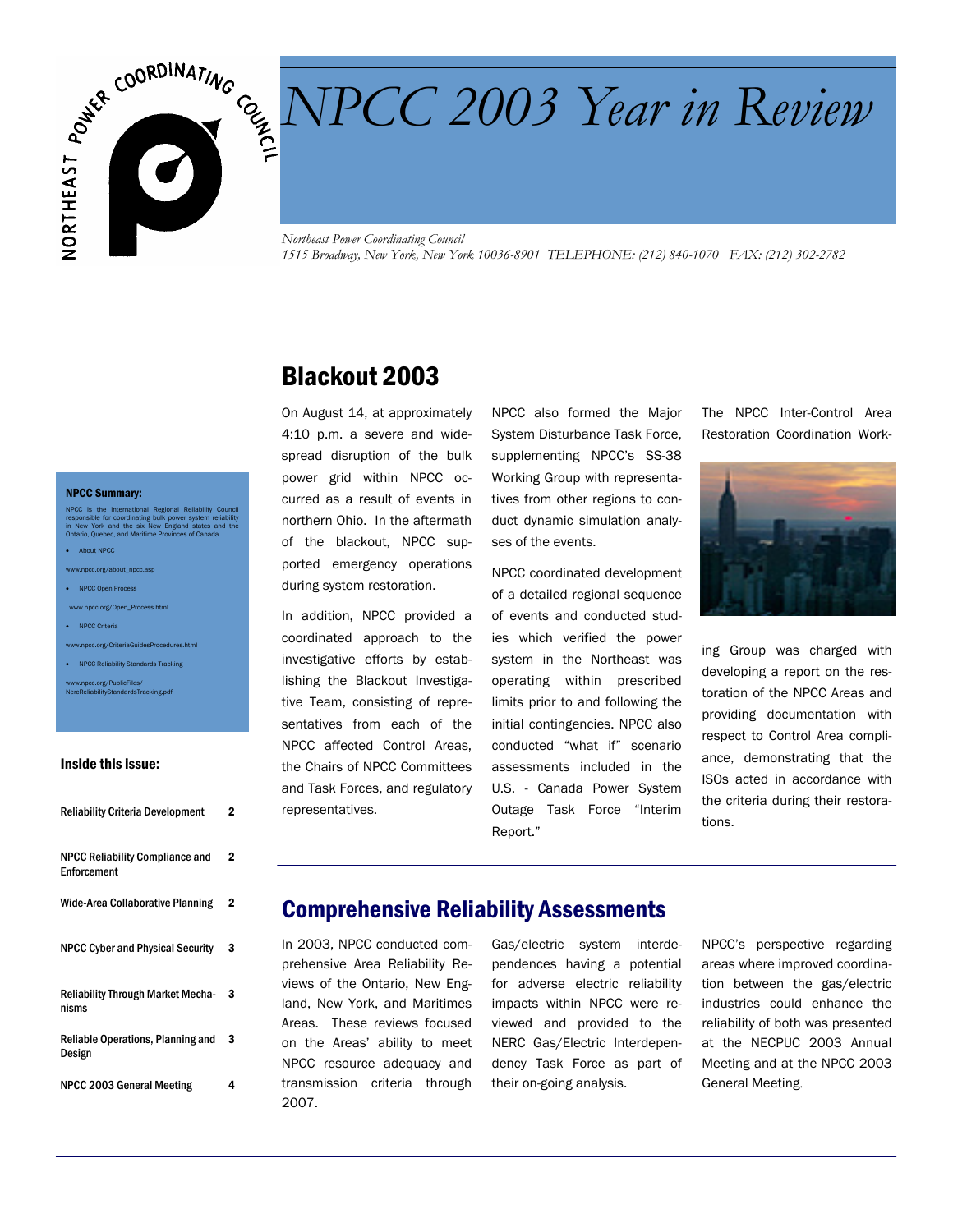# NPCC 2003 Year in Review

*Northeast Power Coordinating Council*
*1515 Broadway, New York, New York 10036-8901 TELEPHONE: (212) 840-1070 FAX: (212) 302-2782*

**NPCC Summary:**

NPCC is the international Regional Reliability Council responsible for coordinating bulk power system reliability in New York and the six New England states and the Ontario, Quebec, and Maritime Provinces of Canada.

- About NPCC

www.npcc.org/about_npcc.asp

- NPCC Open Process

www.npcc.org/Open_Process.html

- NPCC Criteria

www.npcc.org/CriteriaGuidesProcedures.html

- NPCC Reliability Standards Tracking

www.npcc.org/PublicFiles/NercReliabilityStandardsTracking.pdf

**Inside this issue:**

| | |
|---|---|
| Reliability Criteria Development | 2 |
| NPCC Reliability Compliance and Enforcement | 2 |
| Wide-Area Collaborative Planning | 2 |
| NPCC Cyber and Physical Security | 3 |
| Reliability Through Market Mechanisms | 3 |
| Reliable Operations, Planning and Design | 3 |
| NPCC 2003 General Meeting | 4 |

## Blackout 2003

On August 14, at approximately 4:10 p.m. a severe and widespread disruption of the bulk power grid within NPCC occurred as a result of events in northern Ohio. In the aftermath of the blackout, NPCC supported emergency operations during system restoration.

In addition, NPCC provided a coordinated approach to the investigative efforts by establishing the Blackout Investigative Team, consisting of representatives from each of the NPCC affected Control Areas, the Chairs of NPCC Committees and Task Forces, and regulatory representatives.

NPCC also formed the Major System Disturbance Task Force, supplementing NPCC's SS-38 Working Group with representatives from other regions to conduct dynamic simulation analyses of the events.

NPCC coordinated development of a detailed regional sequence of events and conducted studies which verified the power system in the Northeast was operating within prescribed limits prior to and following the initial contingencies. NPCC also conducted "what if" scenario assessments included in the U.S. - Canada Power System Outage Task Force "Interim Report."

The NPCC Inter-Control Area Restoration Coordination Working Group was charged with developing a report on the restoration of the NPCC Areas and providing documentation with respect to Control Area compliance, demonstrating that the ISOs acted in accordance with the criteria during their restorations.

## Comprehensive Reliability Assessments

In 2003, NPCC conducted comprehensive Area Reliability Reviews of the Ontario, New England, New York, and Maritimes Areas. These reviews focused on the Areas' ability to meet NPCC resource adequacy and transmission criteria through 2007.

Gas/electric system interdependences having a potential for adverse electric reliability impacts within NPCC were reviewed and provided to the NERC Gas/Electric Interdependency Task Force as part of their on-going analysis.

NPCC's perspective regarding areas where improved coordination between the gas/electric industries could enhance the reliability of both was presented at the NECPUC 2003 Annual Meeting and at the NPCC 2003 General Meeting.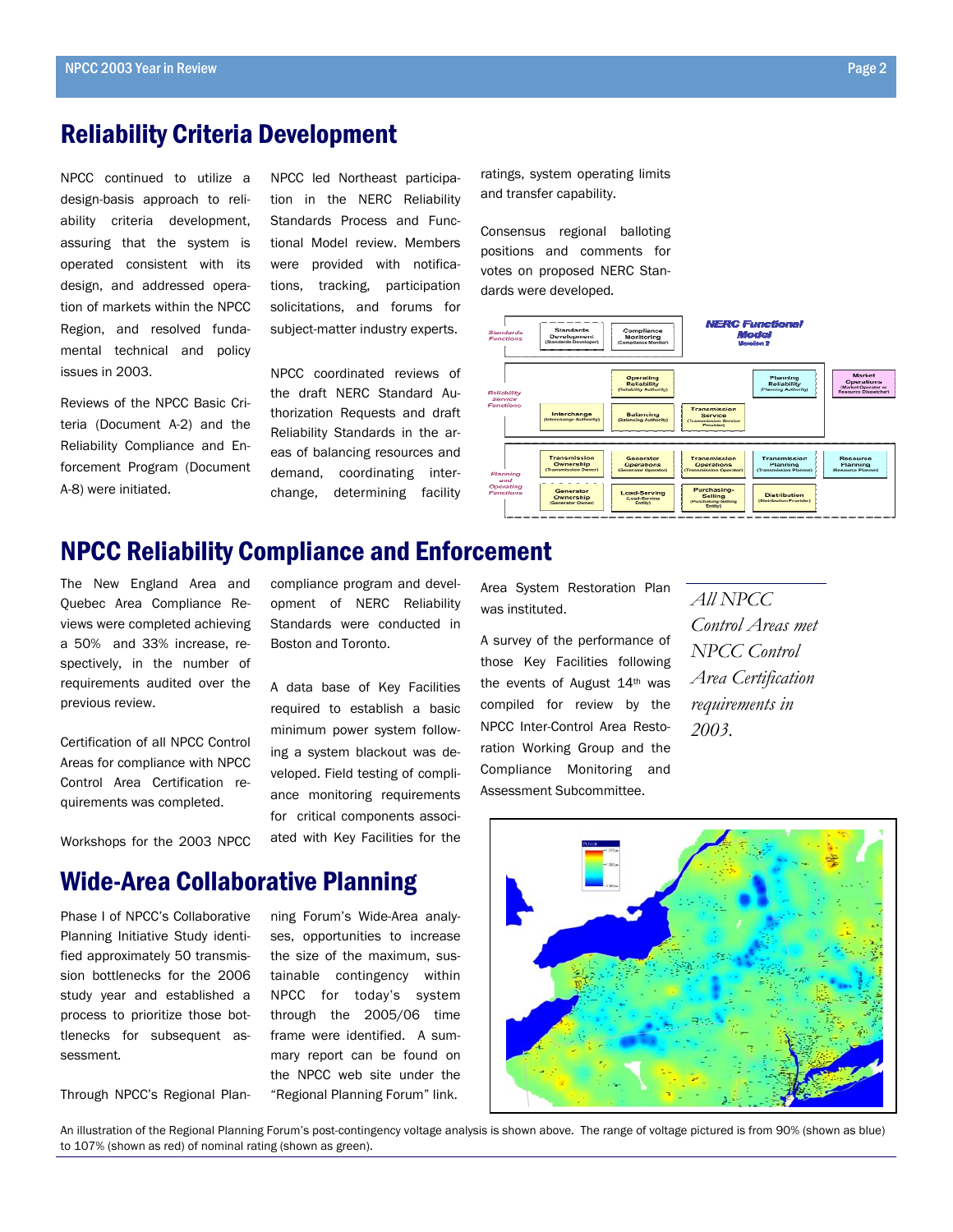## Reliability Criteria Development

NPCC continued to utilize a design-basis approach to reliability criteria development, assuring that the system is operated consistent with its design, and addressed operation of markets within the NPCC Region, and resolved fundamental technical and policy issues in 2003.

Reviews of the NPCC Basic Criteria (Document A-2) and the Reliability Compliance and Enforcement Program (Document A-8) were initiated.

NPCC led Northeast participation in the NERC Reliability Standards Process and Functional Model review. Members were provided with notifications, tracking, participation solicitations, and forums for subject-matter industry experts.

NPCC coordinated reviews of the draft NERC Standard Authorization Requests and draft Reliability Standards in the areas of balancing resources and demand, coordinating interchange, determining facility ratings, system operating limits and transfer capability.

Consensus regional balloting positions and comments for votes on proposed NERC Standards were developed.

## NPCC Reliability Compliance and Enforcement

The New England Area and Quebec Area Compliance Reviews were completed achieving a 50% and 33% increase, respectively, in the number of requirements audited over the previous review.

Certification of all NPCC Control Areas for compliance with NPCC Control Area Certification requirements was completed.

Workshops for the 2003 NPCC compliance program and development of NERC Reliability Standards were conducted in Boston and Toronto.

A data base of Key Facilities required to establish a basic minimum power system following a system blackout was developed. Field testing of compliance monitoring requirements for critical components associated with Key Facilities for the Area System Restoration Plan was instituted.

A survey of the performance of those Key Facilities following the events of August 14th was compiled for review by the NPCC Inter-Control Area Restoration Working Group and the Compliance Monitoring and Assessment Subcommittee.

*All NPCC Control Areas met NPCC Control Area Certification requirements in 2003.*

## Wide-Area Collaborative Planning

Phase I of NPCC's Collaborative Planning Initiative Study identified approximately 50 transmission bottlenecks for the 2006 study year and established a process to prioritize those bottlenecks for subsequent assessment.

Through NPCC's Regional Planning Forum's Wide-Area analyses, opportunities to increase the size of the maximum, sustainable contingency within NPCC for today's system through the 2005/06 time frame were identified. A summary report can be found on the NPCC web site under the "Regional Planning Forum" link.

An illustration of the Regional Planning Forum's post-contingency voltage analysis is shown above. The range of voltage pictured is from 90% (shown as blue) to 107% (shown as red) of nominal rating (shown as green).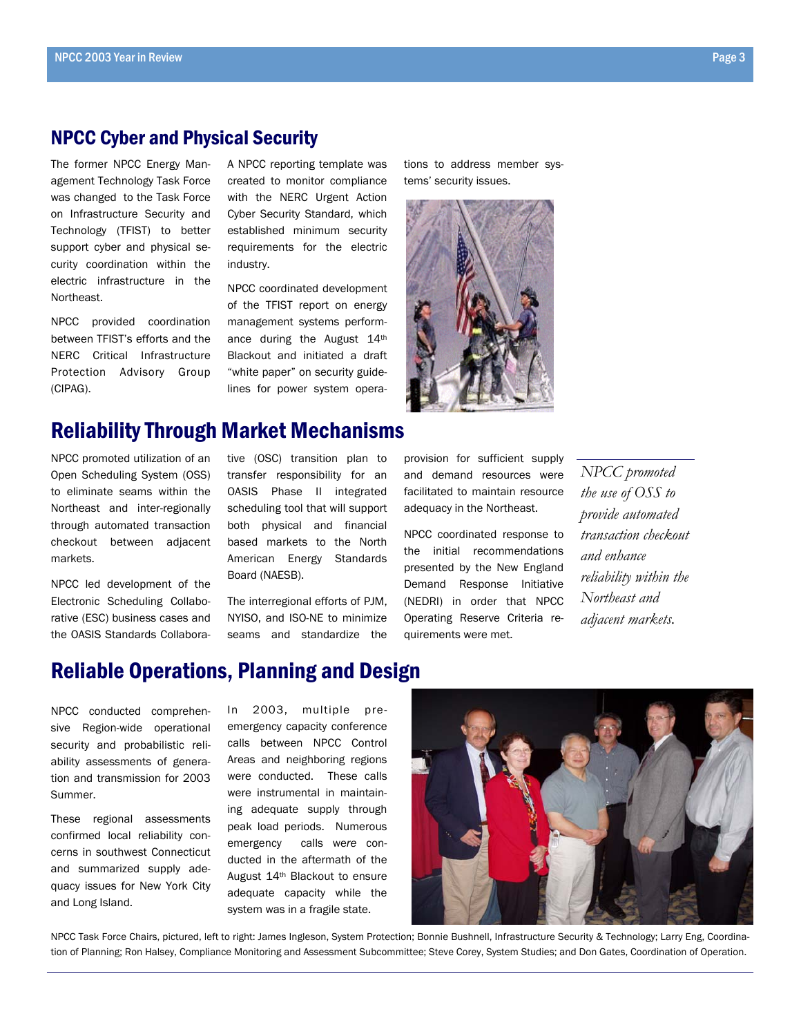## NPCC Cyber and Physical Security

The former NPCC Energy Management Technology Task Force was changed to the Task Force on Infrastructure Security and Technology (TFIST) to better support cyber and physical security coordination within the electric infrastructure in the Northeast.

NPCC provided coordination between TFIST's efforts and the NERC Critical Infrastructure Protection Advisory Group (CIPAG).

A NPCC reporting template was created to monitor compliance with the NERC Urgent Action Cyber Security Standard, which established minimum security requirements for the electric industry.

NPCC coordinated development of the TFIST report on energy management systems performance during the August 14th Blackout and initiated a draft "white paper" on security guidelines for power system operations to address member systems' security issues.

## Reliability Through Market Mechanisms

NPCC promoted utilization of an Open Scheduling System (OSS) to eliminate seams within the Northeast and inter-regionally through automated transaction checkout between adjacent markets.

NPCC led development of the Electronic Scheduling Collaborative (ESC) business cases and the OASIS Standards Collaborative (OSC) transition plan to transfer responsibility for an OASIS Phase II integrated scheduling tool that will support both physical and financial based markets to the North American Energy Standards Board (NAESB).

The interregional efforts of PJM, NYISO, and ISO-NE to minimize seams and standardize the provision for sufficient supply and demand resources were facilitated to maintain resource adequacy in the Northeast.

NPCC coordinated response to the initial recommendations presented by the New England Demand Response Initiative (NEDRI) in order that NPCC Operating Reserve Criteria requirements were met.

*NPCC promoted the use of OSS to provide automated transaction checkout and enhance reliability within the Northeast and adjacent markets.*

## Reliable Operations, Planning and Design

NPCC conducted comprehensive Region-wide operational security and probabilistic reliability assessments of generation and transmission for 2003 Summer.

These regional assessments confirmed local reliability concerns in southwest Connecticut and summarized supply adequacy issues for New York City and Long Island.

In 2003, multiple pre-emergency capacity conference calls between NPCC Control Areas and neighboring regions were conducted. These calls were instrumental in maintaining adequate supply through peak load periods. Numerous emergency calls were conducted in the aftermath of the August 14th Blackout to ensure adequate capacity while the system was in a fragile state.

NPCC Task Force Chairs, pictured, left to right: James Ingleson, System Protection; Bonnie Bushnell, Infrastructure Security & Technology; Larry Eng, Coordination of Planning; Ron Halsey, Compliance Monitoring and Assessment Subcommittee; Steve Corey, System Studies; and Don Gates, Coordination of Operation.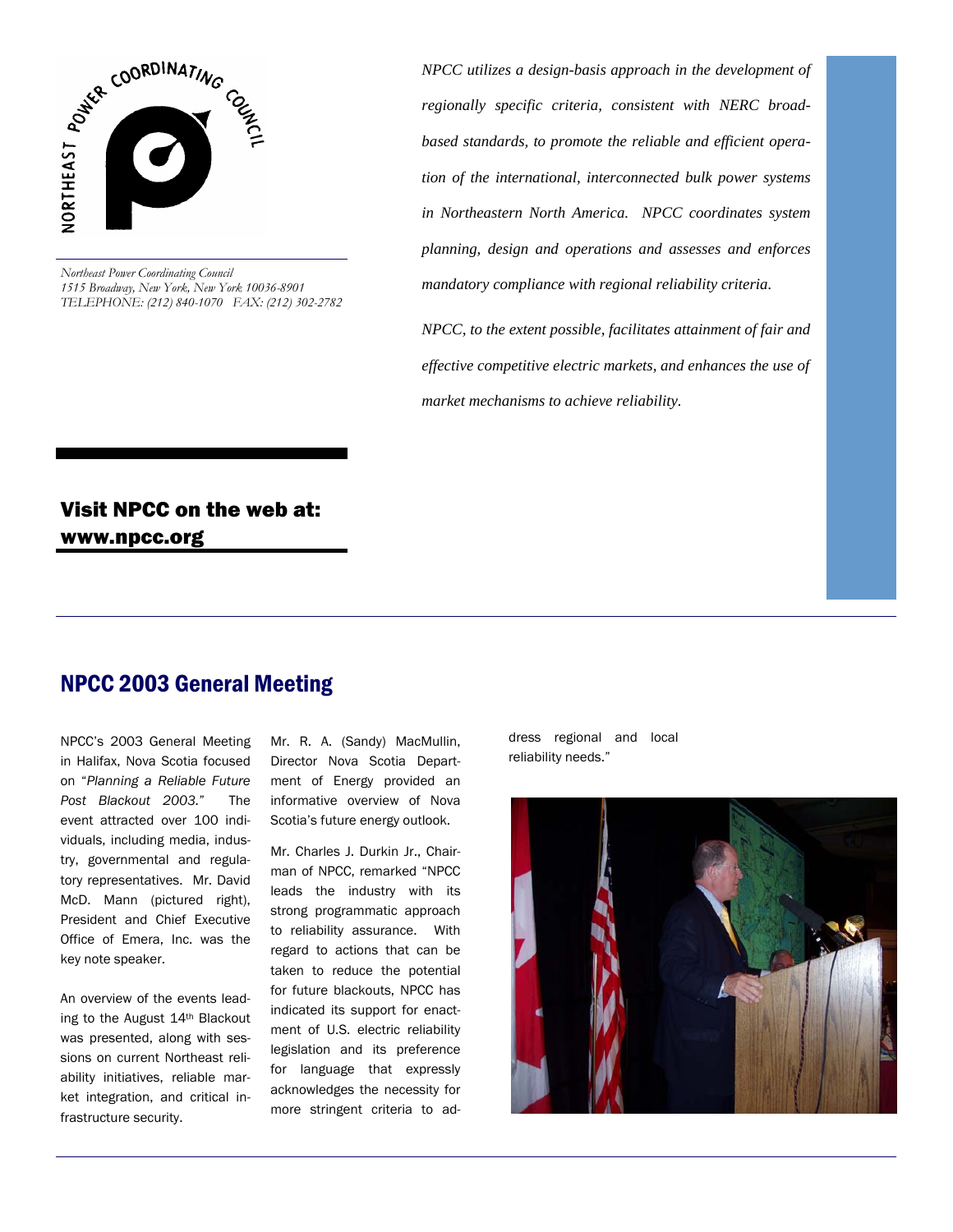Northeast Power Coordinating Council
1515 Broadway, New York, New York 10036-8901
TELEPHONE: (212) 840-1070 FAX: (212) 302-2782

*NPCC utilizes a design-basis approach in the development of regionally specific criteria, consistent with NERC broad-based standards, to promote the reliable and efficient operation of the international, interconnected bulk power systems in Northeastern North America. NPCC coordinates system planning, design and operations and assesses and enforces mandatory compliance with regional reliability criteria.*

*NPCC, to the extent possible, facilitates attainment of fair and effective competitive electric markets, and enhances the use of market mechanisms to achieve reliability.*

**Visit NPCC on the web at: www.npcc.org**

## NPCC 2003 General Meeting

NPCC's 2003 General Meeting in Halifax, Nova Scotia focused on "*Planning a Reliable Future Post Blackout 2003*." The event attracted over 100 individuals, including media, industry, governmental and regulatory representatives. Mr. David McD. Mann (pictured right), President and Chief Executive Office of Emera, Inc. was the key note speaker.

An overview of the events leading to the August 14th Blackout was presented, along with sessions on current Northeast reliability initiatives, reliable market integration, and critical infrastructure security.

Mr. R. A. (Sandy) MacMullin, Director Nova Scotia Department of Energy provided an informative overview of Nova Scotia's future energy outlook.

Mr. Charles J. Durkin Jr., Chairman of NPCC, remarked "NPCC leads the industry with its strong programmatic approach to reliability assurance. With regard to actions that can be taken to reduce the potential for future blackouts, NPCC has indicated its support for enactment of U.S. electric reliability legislation and its preference for language that expressly acknowledges the necessity for more stringent criteria to address regional and local reliability needs."